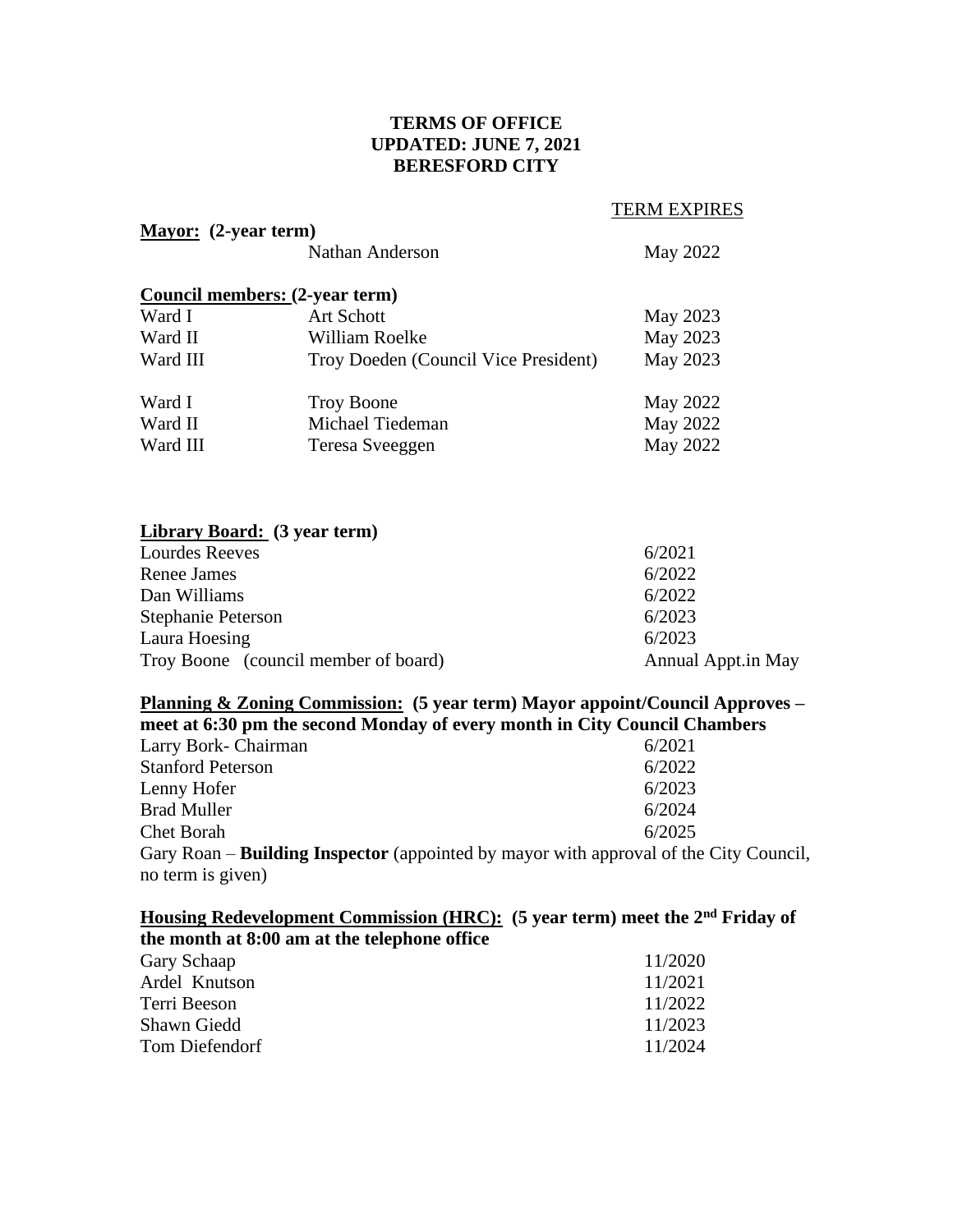**TERMS OF OFFICE**
**UPDATED: JUNE 7, 2021**
**BERESFORD CITY**

| | | TERM EXPIRES |
|---|---|---|
| **Mayor: (2-year term)** | | |
| | Nathan Anderson | May 2022 |
| **Council members: (2-year term)** | | |
| Ward I | Art Schott | May 2023 |
| Ward II | William Roelke | May 2023 |
| Ward III | Troy Doeden (Council Vice President) | May 2023 |
| Ward I | Troy Boone | May 2022 |
| Ward II | Michael Tiedeman | May 2022 |
| Ward III | Teresa Sveeggen | May 2022 |

**Library Board: (3 year term)**

| | |
|---|---|
| Lourdes Reeves | 6/2021 |
| Renee James | 6/2022 |
| Dan Williams | 6/2022 |
| Stephanie Peterson | 6/2023 |
| Laura Hoesing | 6/2023 |
| Troy Boone (council member of board) | Annual Appt.in May |

**Planning & Zoning Commission: (5 year term) Mayor appoint/Council Approves – meet at 6:30 pm the second Monday of every month in City Council Chambers**

| | |
|---|---|
| Larry Bork- Chairman | 6/2021 |
| Stanford Peterson | 6/2022 |
| Lenny Hofer | 6/2023 |
| Brad Muller | 6/2024 |
| Chet Borah | 6/2025 |

Gary Roan – **Building Inspector** (appointed by mayor with approval of the City Council, no term is given)

**Housing Redevelopment Commission (HRC): (5 year term) meet the 2nd Friday of the month at 8:00 am at the telephone office**

| | |
|---|---|
| Gary Schaap | 11/2020 |
| Ardel Knutson | 11/2021 |
| Terri Beeson | 11/2022 |
| Shawn Giedd | 11/2023 |
| Tom Diefendorf | 11/2024 |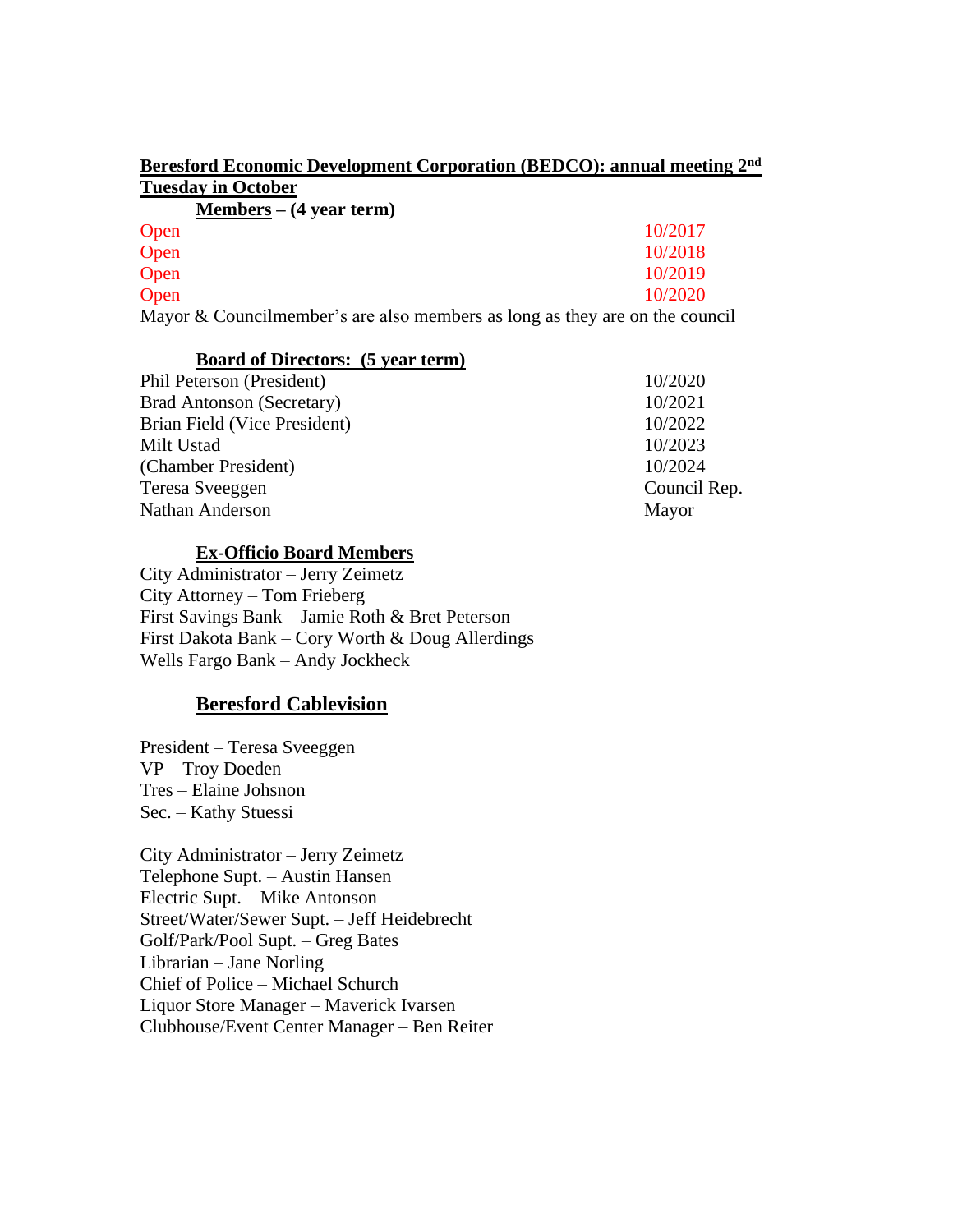## Beresford Economic Development Corporation (BEDCO): annual meeting 2nd Tuesday in October

**Members – (4 year term)**

| | |
|---|---|
| Open | 10/2017 |
| Open | 10/2018 |
| Open | 10/2019 |
| Open | 10/2020 |

Mayor & Councilmember's are also members as long as they are on the council

**Board of Directors: (5 year term)**

| | |
|---|---|
| Phil Peterson (President) | 10/2020 |
| Brad Antonson (Secretary) | 10/2021 |
| Brian Field (Vice President) | 10/2022 |
| Milt Ustad | 10/2023 |
| (Chamber President) | 10/2024 |
| Teresa Sveeggen | Council Rep. |
| Nathan Anderson | Mayor |

**Ex-Officio Board Members**

City Administrator – Jerry Zeimetz
City Attorney – Tom Frieberg
First Savings Bank – Jamie Roth & Bret Peterson
First Dakota Bank – Cory Worth & Doug Allerdings
Wells Fargo Bank – Andy Jockheck

## Beresford Cablevision

President – Teresa Sveeggen
VP – Troy Doeden
Tres – Elaine Johsnon
Sec. – Kathy Stuessi

City Administrator – Jerry Zeimetz
Telephone Supt. – Austin Hansen
Electric Supt. – Mike Antonson
Street/Water/Sewer Supt. – Jeff Heidebrecht
Golf/Park/Pool Supt. – Greg Bates
Librarian – Jane Norling
Chief of Police – Michael Schurch
Liquor Store Manager – Maverick Ivarsen
Clubhouse/Event Center Manager – Ben Reiter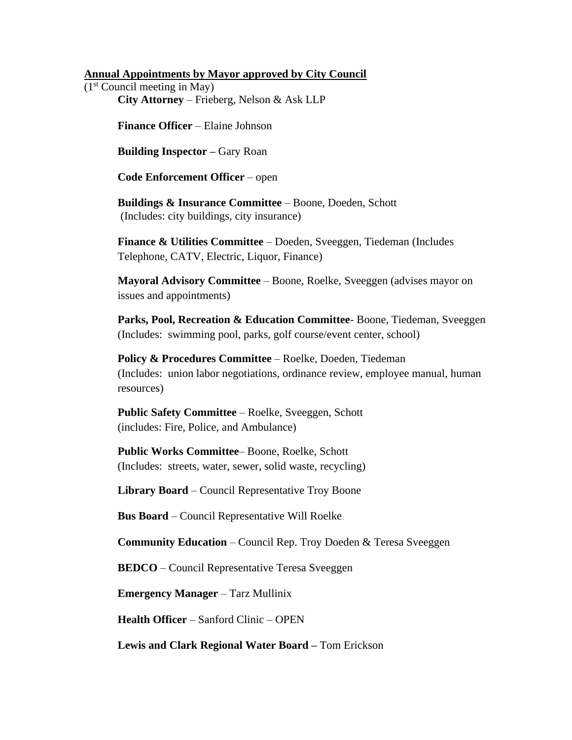**<u>Annual Appointments by Mayor approved by City Council</u>**
(1st Council meeting in May)

**City Attorney** – Frieberg, Nelson & Ask LLP

**Finance Officer** – Elaine Johnson

**Building Inspector –** Gary Roan

**Code Enforcement Officer** – open

**Buildings & Insurance Committee** – Boone, Doeden, Schott
(Includes: city buildings, city insurance)

**Finance & Utilities Committee** – Doeden, Sveeggen, Tiedeman (Includes Telephone, CATV, Electric, Liquor, Finance)

**Mayoral Advisory Committee** – Boone, Roelke, Sveeggen (advises mayor on issues and appointments)

**Parks, Pool, Recreation & Education Committee**- Boone, Tiedeman, Sveeggen (Includes: swimming pool, parks, golf course/event center, school)

**Policy & Procedures Committee** – Roelke, Doeden, Tiedeman
(Includes: union labor negotiations, ordinance review, employee manual, human resources)

**Public Safety Committee** – Roelke, Sveeggen, Schott
(includes: Fire, Police, and Ambulance)

**Public Works Committee**– Boone, Roelke, Schott
(Includes: streets, water, sewer, solid waste, recycling)

**Library Board** – Council Representative Troy Boone

**Bus Board** – Council Representative Will Roelke

**Community Education** – Council Rep. Troy Doeden & Teresa Sveeggen

**BEDCO** – Council Representative Teresa Sveeggen

**Emergency Manager** – Tarz Mullinix

**Health Officer** – Sanford Clinic – OPEN

**Lewis and Clark Regional Water Board –** Tom Erickson